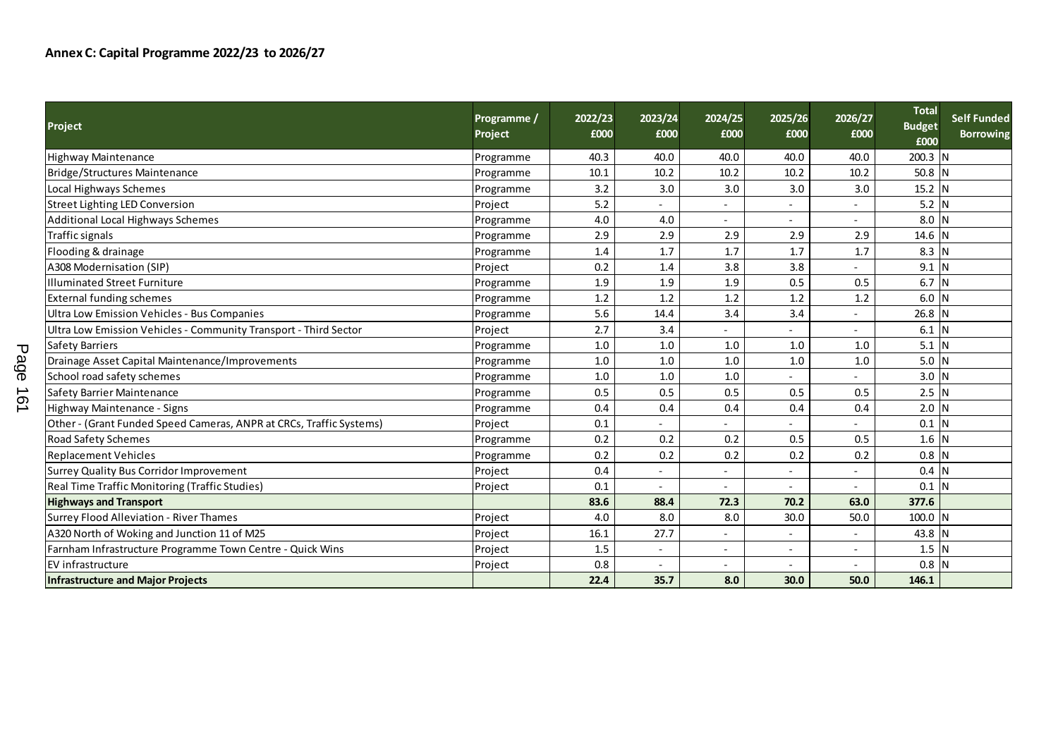## Annex C: Capital Programme 2022/23 to 2026/27

| Project | Programme / Project | 2022/23 £000 | 2023/24 £000 | 2024/25 £000 | 2025/26 £000 | 2026/27 £000 | Total Budget £000 | Self Funded Borrowing |
|---|---|---|---|---|---|---|---|---|
| Highway Maintenance | Programme | 40.3 | 40.0 | 40.0 | 40.0 | 40.0 | 200.3 | N |
| Bridge/Structures Maintenance | Programme | 10.1 | 10.2 | 10.2 | 10.2 | 10.2 | 50.8 | N |
| Local Highways Schemes | Programme | 3.2 | 3.0 | 3.0 | 3.0 | 3.0 | 15.2 | N |
| Street Lighting LED Conversion | Project | 5.2 | - | - | - | - | 5.2 | N |
| Additional Local Highways Schemes | Programme | 4.0 | 4.0 | - | - | - | 8.0 | N |
| Traffic signals | Programme | 2.9 | 2.9 | 2.9 | 2.9 | 2.9 | 14.6 | N |
| Flooding & drainage | Programme | 1.4 | 1.7 | 1.7 | 1.7 | 1.7 | 8.3 | N |
| A308 Modernisation (SIP) | Project | 0.2 | 1.4 | 3.8 | 3.8 | - | 9.1 | N |
| Illuminated Street Furniture | Programme | 1.9 | 1.9 | 1.9 | 0.5 | 0.5 | 6.7 | N |
| External funding schemes | Programme | 1.2 | 1.2 | 1.2 | 1.2 | 1.2 | 6.0 | N |
| Ultra Low Emission Vehicles - Bus Companies | Programme | 5.6 | 14.4 | 3.4 | 3.4 | - | 26.8 | N |
| Ultra Low Emission Vehicles - Community Transport - Third Sector | Project | 2.7 | 3.4 | - | - | - | 6.1 | N |
| Safety Barriers | Programme | 1.0 | 1.0 | 1.0 | 1.0 | 1.0 | 5.1 | N |
| Drainage Asset Capital Maintenance/Improvements | Programme | 1.0 | 1.0 | 1.0 | 1.0 | 1.0 | 5.0 | N |
| School road safety schemes | Programme | 1.0 | 1.0 | 1.0 | - | - | 3.0 | N |
| Safety Barrier Maintenance | Programme | 0.5 | 0.5 | 0.5 | 0.5 | 0.5 | 2.5 | N |
| Highway Maintenance - Signs | Programme | 0.4 | 0.4 | 0.4 | 0.4 | 0.4 | 2.0 | N |
| Other - (Grant Funded Speed Cameras, ANPR at CRCs, Traffic Systems) | Project | 0.1 | - | - | - | - | 0.1 | N |
| Road Safety Schemes | Programme | 0.2 | 0.2 | 0.2 | 0.5 | 0.5 | 1.6 | N |
| Replacement Vehicles | Programme | 0.2 | 0.2 | 0.2 | 0.2 | 0.2 | 0.8 | N |
| Surrey Quality Bus Corridor Improvement | Project | 0.4 | - | - | - | - | 0.4 | N |
| Real Time Traffic Monitoring (Traffic Studies) | Project | 0.1 | - | - | - | - | 0.1 | N |
| **Highways and Transport** | | **83.6** | **88.4** | **72.3** | **70.2** | **63.0** | **377.6** | |
| Surrey Flood Alleviation - River Thames | Project | 4.0 | 8.0 | 8.0 | 30.0 | 50.0 | 100.0 | N |
| A320 North of Woking and Junction 11 of M25 | Project | 16.1 | 27.7 | - | - | - | 43.8 | N |
| Farnham Infrastructure Programme Town Centre - Quick Wins | Project | 1.5 | - | - | - | - | 1.5 | N |
| EV infrastructure | Project | 0.8 | - | - | - | - | 0.8 | N |
| **Infrastructure and Major Projects** | | **22.4** | **35.7** | **8.0** | **30.0** | **50.0** | **146.1** | |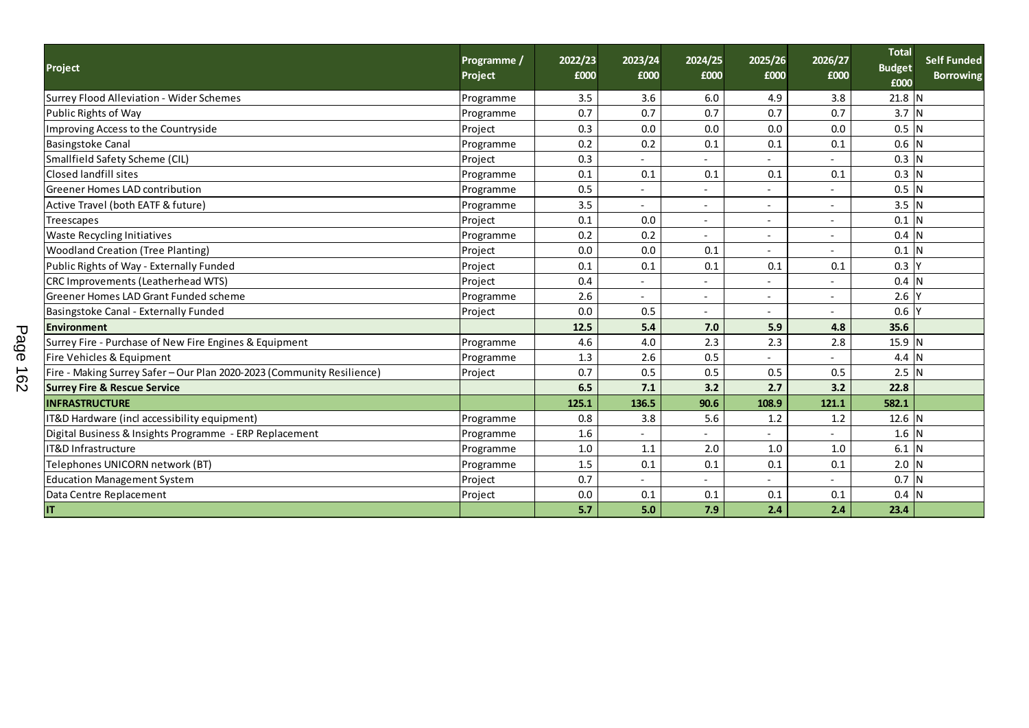| Project | Programme / Project | 2022/23 £000 | 2023/24 £000 | 2024/25 £000 | 2025/26 £000 | 2026/27 £000 | Total Budget £000 | Self Funded Borrowing |
|---|---|---|---|---|---|---|---|---|
| Surrey Flood Alleviation - Wider Schemes | Programme | 3.5 | 3.6 | 6.0 | 4.9 | 3.8 | 21.8 | N |
| Public Rights of Way | Programme | 0.7 | 0.7 | 0.7 | 0.7 | 0.7 | 3.7 | N |
| Improving Access to the Countryside | Project | 0.3 | 0.0 | 0.0 | 0.0 | 0.0 | 0.5 | N |
| Basingstoke Canal | Programme | 0.2 | 0.2 | 0.1 | 0.1 | 0.1 | 0.6 | N |
| Smallfield Safety Scheme (CIL) | Project | 0.3 | - | - | - | - | 0.3 | N |
| Closed landfill sites | Programme | 0.1 | 0.1 | 0.1 | 0.1 | 0.1 | 0.3 | N |
| Greener Homes LAD contribution | Programme | 0.5 | - | - | - | - | 0.5 | N |
| Active Travel (both EATF & future) | Programme | 3.5 | - | - | - | - | 3.5 | N |
| Treescapes | Project | 0.1 | 0.0 | - | - | - | 0.1 | N |
| Waste Recycling Initiatives | Programme | 0.2 | 0.2 | - | - | - | 0.4 | N |
| Woodland Creation (Tree Planting) | Project | 0.0 | 0.0 | 0.1 | - | - | 0.1 | N |
| Public Rights of Way - Externally Funded | Project | 0.1 | 0.1 | 0.1 | 0.1 | 0.1 | 0.3 | Y |
| CRC Improvements (Leatherhead WTS) | Project | 0.4 | - | - | - | - | 0.4 | N |
| Greener Homes LAD Grant Funded scheme | Programme | 2.6 | - | - | - | - | 2.6 | Y |
| Basingstoke Canal - Externally Funded | Project | 0.0 | 0.5 | - | - | - | 0.6 | Y |
| **Environment** | | **12.5** | **5.4** | **7.0** | **5.9** | **4.8** | **35.6** | |
| Surrey Fire - Purchase of New Fire Engines & Equipment | Programme | 4.6 | 4.0 | 2.3 | 2.3 | 2.8 | 15.9 | N |
| Fire Vehicles & Equipment | Programme | 1.3 | 2.6 | 0.5 | - | - | 4.4 | N |
| Fire - Making Surrey Safer – Our Plan 2020-2023 (Community Resilience) | Project | 0.7 | 0.5 | 0.5 | 0.5 | 0.5 | 2.5 | N |
| **Surrey Fire & Rescue Service** | | **6.5** | **7.1** | **3.2** | **2.7** | **3.2** | **22.8** | |
| **INFRASTRUCTURE** | | **125.1** | **136.5** | **90.6** | **108.9** | **121.1** | **582.1** | |
| IT&D Hardware (incl accessibility equipment) | Programme | 0.8 | 3.8 | 5.6 | 1.2 | 1.2 | 12.6 | N |
| Digital Business & Insights Programme - ERP Replacement | Programme | 1.6 | - | - | - | - | 1.6 | N |
| IT&D Infrastructure | Programme | 1.0 | 1.1 | 2.0 | 1.0 | 1.0 | 6.1 | N |
| Telephones UNICORN network (BT) | Programme | 1.5 | 0.1 | 0.1 | 0.1 | 0.1 | 2.0 | N |
| Education Management System | Project | 0.7 | - | - | - | - | 0.7 | N |
| Data Centre Replacement | Project | 0.0 | 0.1 | 0.1 | 0.1 | 0.1 | 0.4 | N |
| **IT** | | **5.7** | **5.0** | **7.9** | **2.4** | **2.4** | **23.4** | |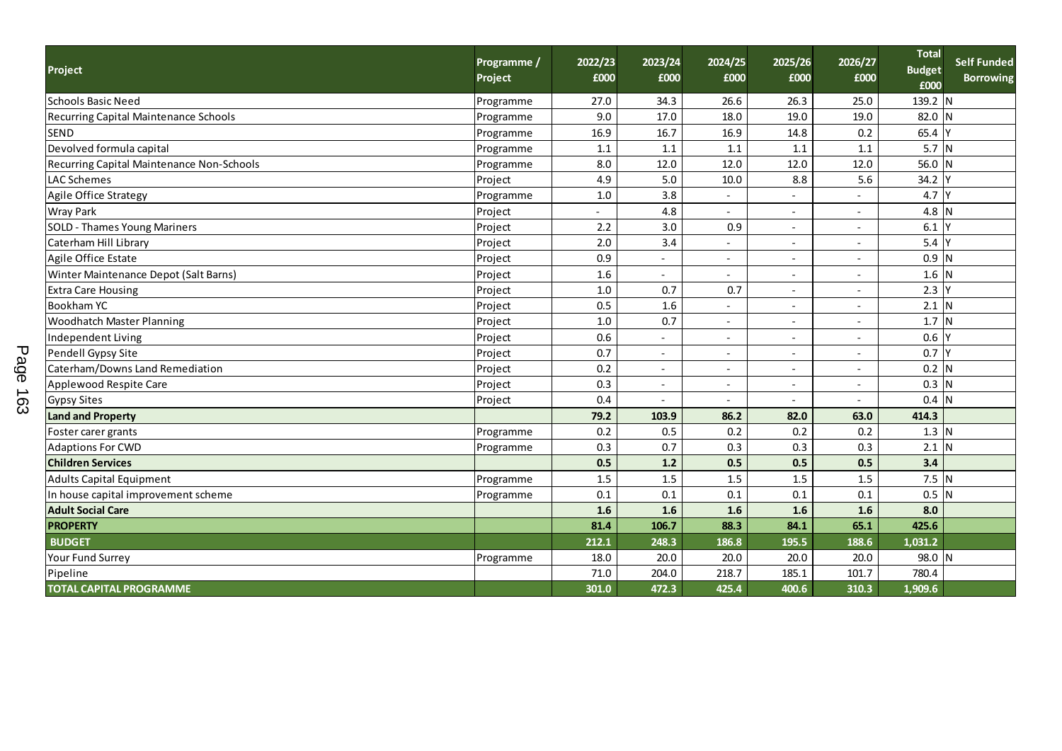| Project | Programme / Project | 2022/23 £000 | 2023/24 £000 | 2024/25 £000 | 2025/26 £000 | 2026/27 £000 | Total Budget £000 | Self Funded Borrowing |
|---|---|---|---|---|---|---|---|---|
| Schools Basic Need | Programme | 27.0 | 34.3 | 26.6 | 26.3 | 25.0 | 139.2 | N |
| Recurring Capital Maintenance Schools | Programme | 9.0 | 17.0 | 18.0 | 19.0 | 19.0 | 82.0 | N |
| SEND | Programme | 16.9 | 16.7 | 16.9 | 14.8 | 0.2 | 65.4 | Y |
| Devolved formula capital | Programme | 1.1 | 1.1 | 1.1 | 1.1 | 1.1 | 5.7 | N |
| Recurring Capital Maintenance Non-Schools | Programme | 8.0 | 12.0 | 12.0 | 12.0 | 12.0 | 56.0 | N |
| LAC Schemes | Project | 4.9 | 5.0 | 10.0 | 8.8 | 5.6 | 34.2 | Y |
| Agile Office Strategy | Programme | 1.0 | 3.8 | - | - | - | 4.7 | Y |
| Wray Park | Project | - | 4.8 | - | - | - | 4.8 | N |
| SOLD - Thames Young Mariners | Project | 2.2 | 3.0 | 0.9 | - | - | 6.1 | Y |
| Caterham Hill Library | Project | 2.0 | 3.4 | - | - | - | 5.4 | Y |
| Agile Office Estate | Project | 0.9 | - | - | - | - | 0.9 | N |
| Winter Maintenance Depot (Salt Barns) | Project | 1.6 | - | - | - | - | 1.6 | N |
| Extra Care Housing | Project | 1.0 | 0.7 | 0.7 | - | - | 2.3 | Y |
| Bookham YC | Project | 0.5 | 1.6 | - | - | - | 2.1 | N |
| Woodhatch Master Planning | Project | 1.0 | 0.7 | - | - | - | 1.7 | N |
| Independent Living | Project | 0.6 | - | - | - | - | 0.6 | Y |
| Pendell Gypsy Site | Project | 0.7 | - | - | - | - | 0.7 | Y |
| Caterham/Downs Land Remediation | Project | 0.2 | - | - | - | - | 0.2 | N |
| Applewood Respite Care | Project | 0.3 | - | - | - | - | 0.3 | N |
| Gypsy Sites | Project | 0.4 | - | - | - | - | 0.4 | N |
| **Land and Property** | | **79.2** | **103.9** | **86.2** | **82.0** | **63.0** | **414.3** | |
| Foster carer grants | Programme | 0.2 | 0.5 | 0.2 | 0.2 | 0.2 | 1.3 | N |
| Adaptions For CWD | Programme | 0.3 | 0.7 | 0.3 | 0.3 | 0.3 | 2.1 | N |
| **Children Services** | | **0.5** | **1.2** | **0.5** | **0.5** | **0.5** | **3.4** | |
| Adults Capital Equipment | Programme | 1.5 | 1.5 | 1.5 | 1.5 | 1.5 | 7.5 | N |
| In house capital improvement scheme | Programme | 0.1 | 0.1 | 0.1 | 0.1 | 0.1 | 0.5 | N |
| **Adult Social Care** | | **1.6** | **1.6** | **1.6** | **1.6** | **1.6** | **8.0** | |
| **PROPERTY** | | **81.4** | **106.7** | **88.3** | **84.1** | **65.1** | **425.6** | |
| **BUDGET** | | **212.1** | **248.3** | **186.8** | **195.5** | **188.6** | **1,031.2** | |
| Your Fund Surrey | Programme | 18.0 | 20.0 | 20.0 | 20.0 | 20.0 | 98.0 | N |
| Pipeline | | 71.0 | 204.0 | 218.7 | 185.1 | 101.7 | 780.4 | |
| **TOTAL CAPITAL PROGRAMME** | | **301.0** | **472.3** | **425.4** | **400.6** | **310.3** | **1,909.6** | |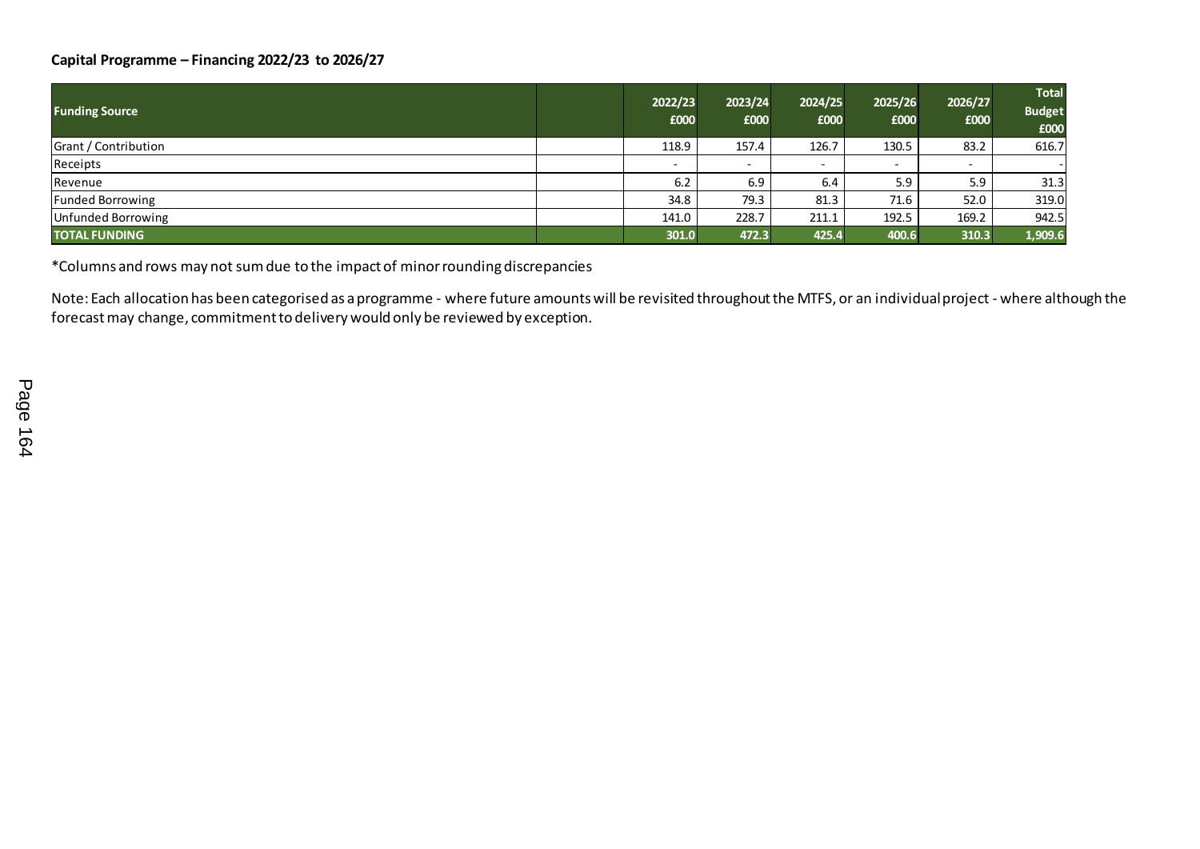### Capital Programme – Financing 2022/23 to 2026/27

| Funding Source | | 2022/23 £000 | 2023/24 £000 | 2024/25 £000 | 2025/26 £000 | 2026/27 £000 | Total Budget £000 |
|---|---|---|---|---|---|---|---|
| Grant / Contribution | | 118.9 | 157.4 | 126.7 | 130.5 | 83.2 | 616.7 |
| Receipts | | - | - | - | - | - | - |
| Revenue | | 6.2 | 6.9 | 6.4 | 5.9 | 5.9 | 31.3 |
| Funded Borrowing | | 34.8 | 79.3 | 81.3 | 71.6 | 52.0 | 319.0 |
| Unfunded Borrowing | | 141.0 | 228.7 | 211.1 | 192.5 | 169.2 | 942.5 |
| **TOTAL FUNDING** | | **301.0** | **472.3** | **425.4** | **400.6** | **310.3** | **1,909.6** |

*Columns and rows may not sum due to the impact of minor rounding discrepancies

Note: Each allocation has been categorised as a programme - where future amounts will be revisited throughout the MTFS, or an individual project - where although the forecast may change, commitment to delivery would only be reviewed by exception.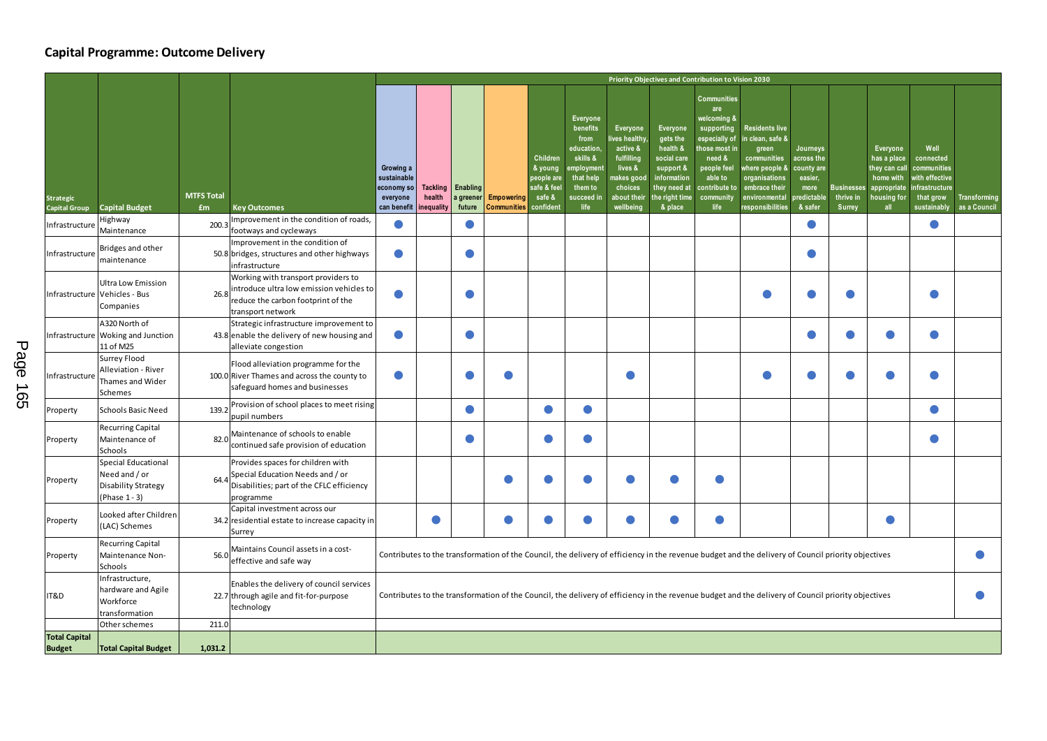# Capital Programme: Outcome Delivery

| | | | | Priority Objectives and Contribution to Vision 2030 | | | | | | | | | | | | | | |
|---|---|---|---|---|---|---|---|---|---|---|---|---|---|---|---|---|---|---|
| Strategic Capital Group | Capital Budget | MTFS Total £m | Key Outcomes | Growing a sustainable economy so everyone can benefit | Tackling health inequality | Enabling a greener future | Empowering Communities | Children & young people are safe & feel safe & confident | Everyone benefits from education, skills & employment that help them to succeed in life | Everyone lives healthy, active & fulfilling lives & makes good choices about their wellbeing | Everyone gets the health & social care support & information they need at the right time & place | Communities are welcoming & supporting especially of those most in need & people feel able to contribute to community life | Residents live in clean, safe & green communities where people & organisations embrace their environmental responsibilities | Journeys across the county are easier, more predictable & safer | Businesses thrive in Surrey | Everyone has a place they can call home with appropriate housing for all | Well connected communities with effective infrastructure that grow sustainably | Transforming as a Council |
| Infrastructure | Highway Maintenance | 200.3 | Improvement in the condition of roads, footways and cycleways | ● | | ● | | | | | | | | ● | | | ● | |
| Infrastructure | Bridges and other maintenance | 50.8 | Improvement in the condition of bridges, structures and other highways infrastructure | ● | | ● | | | | | | | | ● | | | | |
| Infrastructure | Ultra Low Emission Vehicles - Bus Companies | 26.8 | Working with transport providers to introduce ultra low emission vehicles to reduce the carbon footprint of the transport network | ● | | ● | | | | | | | ● | ● | ● | | ● | |
| Infrastructure | A320 North of Woking and Junction 11 of M25 | 43.8 | Strategic infrastructure improvement to enable the delivery of new housing and alleviate congestion | ● | | ● | | | | | | | | ● | ● | ● | ● | |
| Infrastructure | Surrey Flood Alleviation - River Thames and Wider Schemes | 100.0 | Flood alleviation programme for the River Thames and across the county to safeguard homes and businesses | ● | | ● | ● | | | ● | | | ● | ● | ● | ● | ● | |
| Property | Schools Basic Need | 139.2 | Provision of school places to meet rising pupil numbers | | | ● | | ● | ● | | | | | | | | ● | |
| Property | Recurring Capital Maintenance of Schools | 82.0 | Maintenance of schools to enable continued safe provision of education | | | ● | | ● | ● | | | | | | | | ● | |
| Property | Special Educational Need and / or Disability Strategy (Phase 1 - 3) | 64.4 | Provides spaces for children with Special Education Needs and / or Disabilities; part of the CFLC efficiency programme | | | | ● | ● | ● | ● | ● | ● | | | | | | |
| Property | Looked after Children (LAC) Schemes | 34.2 | Capital investment across our residential estate to increase capacity in Surrey | | ● | | ● | ● | ● | ● | ● | ● | | | | ● | | |
| Property | Recurring Capital Maintenance Non-Schools | 56.0 | Maintains Council assets in a cost-effective and safe way | Contributes to the transformation of the Council, the delivery of efficiency in the revenue budget and the delivery of Council priority objectives | | | | | | | | | | | | | | ● |
| IT&D | Infrastructure, hardware and Agile Workforce transformation | 22.7 | Enables the delivery of council services through agile and fit-for-purpose technology | Contributes to the transformation of the Council, the delivery of efficiency in the revenue budget and the delivery of Council priority objectives | | | | | | | | | | | | | | ● |
| | Other schemes | 211.0 | | | | | | | | | | | | | | | | |
| **Total Capital Budget** | **Total Capital Budget** | **1,031.2** | | | | | | | | | | | | | | | | |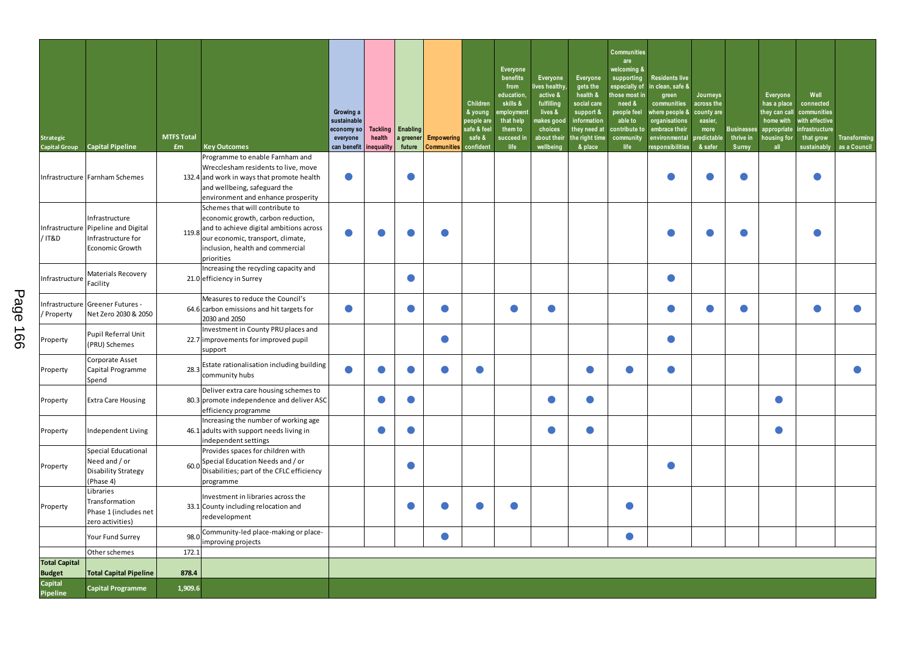| Strategic Capital Group | Capital Pipeline | MTFS Total £m | Key Outcomes | Growing a sustainable economy so everyone can benefit | Tackling health inequality | Enabling a greener future | Empowering Communities | Children & young people are safe & feel confident | Everyone benefits from education, skills & employment that help them to succeed in life | Everyone lives healthy, active & fulfilling lives & makes good choices about their wellbeing | Everyone gets the health & social care support & information they need at the right time & place | Communities are welcoming & supporting especially of those most in need & people feel able to contribute to community life | Residents live in clean, safe & green communities where people & organisations embrace their environmental responsibilities | Journeys across the county are easier, more predictable & safer | Businesses thrive in Surrey | Everyone has a place they can call home with appropriate housing for all | Well connected communities with effective infrastructure that grow sustainably | Transforming as a Council |
|---|---|---|---|---|---|---|---|---|---|---|---|---|---|---|---|---|---|---|
| Infrastructure | Farnham Schemes | 132.4 | Programme to enable Farnham and Wrecclesham residents to live, move and work in ways that promote health and wellbeing, safeguard the environment and enhance prosperity | ● | | ● | | | | | | | ● | ● | ● | | ● | |
| Infrastructure / IT&D | Infrastructure Pipeline and Digital Infrastructure for Economic Growth | 119.8 | Schemes that will contribute to economic growth, carbon reduction, and to achieve digital ambitions across our economic, transport, climate, inclusion, health and commercial priorities | ● | ● | ● | ● | | | | | | ● | ● | ● | | ● | |
| Infrastructure | Materials Recovery Facility | 21.0 | Increasing the recycling capacity and efficiency in Surrey | | | ● | | | | | | | ● | | | | | |
| Infrastructure / Property | Greener Futures - Net Zero 2030 & 2050 | 64.6 | Measures to reduce the Council's carbon emissions and hit targets for 2030 and 2050 | ● | | ● | ● | | ● | ● | | | ● | ● | ● | | ● | ● |
| Property | Pupil Referral Unit (PRU) Schemes | 22.7 | Investment in County PRU places and improvements for improved pupil support | | | | ● | | | | | | ● | | | | | |
| Property | Corporate Asset Capital Programme Spend | 28.3 | Estate rationalisation including building community hubs | ● | ● | ● | ● | ● | | | ● | ● | ● | | | | | ● |
| Property | Extra Care Housing | 80.3 | Deliver extra care housing schemes to promote independence and deliver ASC efficiency programme | | ● | ● | | | | ● | ● | | | | | ● | | |
| Property | Independent Living | 46.1 | Increasing the number of working age adults with support needs living in independent settings | | ● | ● | | | | ● | ● | | | | | ● | | |
| Property | Special Educational Need and / or Disability Strategy (Phase 4) | 60.0 | Provides spaces for children with Special Education Needs and / or Disabilities; part of the CFLC efficiency programme | | | ● | | | | | | | ● | | | | | |
| Property | Libraries Transformation Phase 1 (includes net zero activities) | 33.1 | Investment in libraries across the County including relocation and redevelopment | | | ● | ● | ● | ● | | | ● | | | | | | |
| | Your Fund Surrey | 98.0 | Community-led place-making or place-improving projects | | | | ● | | | | | ● | | | | | | |
| | Other schemes | 172.1 | | | | | | | | | | | | | | | | |
| **Total Capital Budget** | **Total Capital Pipeline** | **878.4** | | | | | | | | | | | | | | | | |
| **Capital Pipeline** | **Capital Programme** | **1,909.6** | | | | | | | | | | | | | | | | |